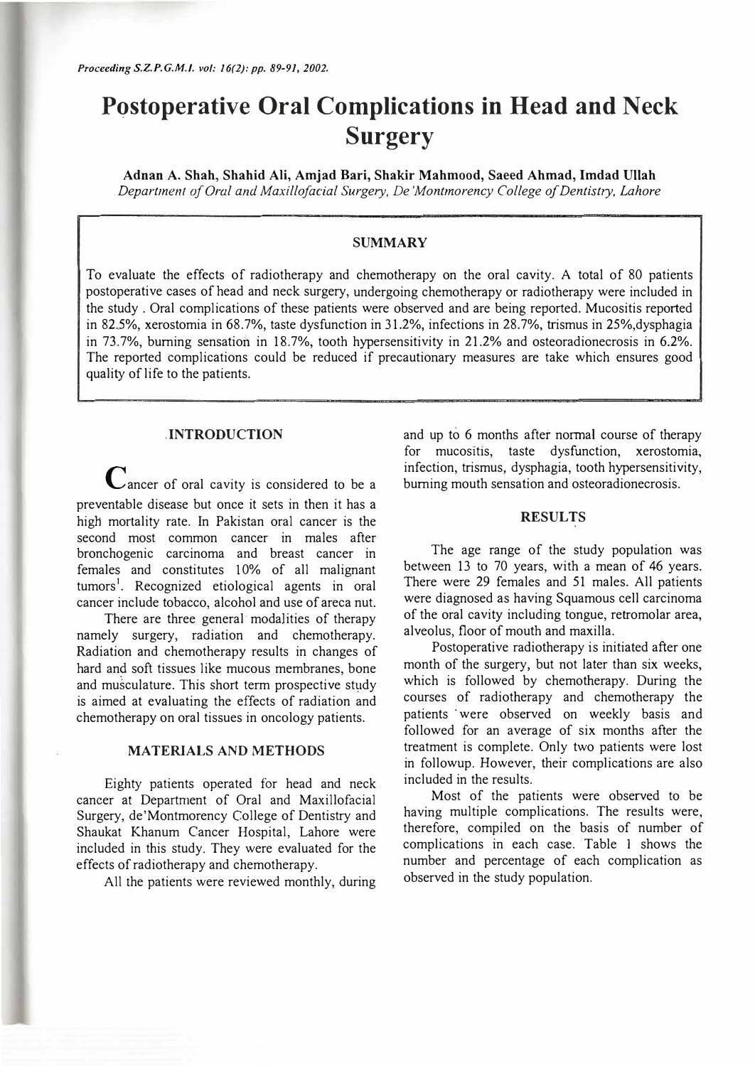# Postoperative Oral Complications in Head and Neck Surgery

**Adnan A. Shah, Shahid Ali, Amjad Bari, Shakir Mahmood, Saeed Ahmad, Imdad Ullah**

*Department of Oral and Maxillofacial Surgery, De'Montmorency College of Dentistry, Lahore*

## SUMMARY

To evaluate the effects of radiotherapy and chemotherapy on the oral cavity. A total of 80 patients postoperative cases of head and neck surgery, undergoing chemotherapy or radiotherapy were included in the study . Oral complications of these patients were observed and are being reported. Mucositis reported in 82.5%, xerostomia in 68.7%, taste dysfunction in 31.2%, infections in 28.7%, trismus in 25%,dysphagia in 73.7%, burning sensation in 18.7%, tooth hypersensitivity in 21.2% and osteoradionecrosis in 6.2%. The reported complications could be reduced if precautionary measures are take which ensures good quality of life to the patients.

## INTRODUCTION

Cancer of oral cavity is considered to be a preventable disease but once it sets in then it has a high mortality rate. In Pakistan oral cancer is the second most common cancer in males after bronchogenic carcinoma and breast cancer in females and constitutes 10% of all malignant tumors[1]. Recognized etiological agents in oral cancer include tobacco, alcohol and use of areca nut.

There are three general modalities of therapy namely surgery, radiation and chemotherapy. Radiation and chemotherapy results in changes of hard and soft tissues like mucous membranes, bone and musculature. This short term prospective study is aimed at evaluating the effects of radiation and chemotherapy on oral tissues in oncology patients.

## MATERIALS AND METHODS

Eighty patients operated for head and neck cancer at Department of Oral and Maxillofacial Surgery, de'Montmorency College of Dentistry and Shaukat Khanum Cancer Hospital, Lahore were included in this study. They were evaluated for the effects of radiotherapy and chemotherapy.

All the patients were reviewed monthly, during and up to 6 months after normal course of therapy for mucositis, taste dysfunction, xerostomia, infection, trismus, dysphagia, tooth hypersensitivity, burning mouth sensation and osteoradionecrosis.

## RESULTS

The age range of the study population was between 13 to 70 years, with a mean of 46 years. There were 29 females and 51 males. All patients were diagnosed as having Squamous cell carcinoma of the oral cavity including tongue, retromolar area, alveolus, floor of mouth and maxilla.

Postoperative radiotherapy is initiated after one month of the surgery, but not later than six weeks, which is followed by chemotherapy. During the courses of radiotherapy and chemotherapy the patients were observed on weekly basis and followed for an average of six months after the treatment is complete. Only two patients were lost in followup. However, their complications are also included in the results.

Most of the patients were observed to be having multiple complications. The results were, therefore, compiled on the basis of number of complications in each case. Table 1 shows the number and percentage of each complication as observed in the study population.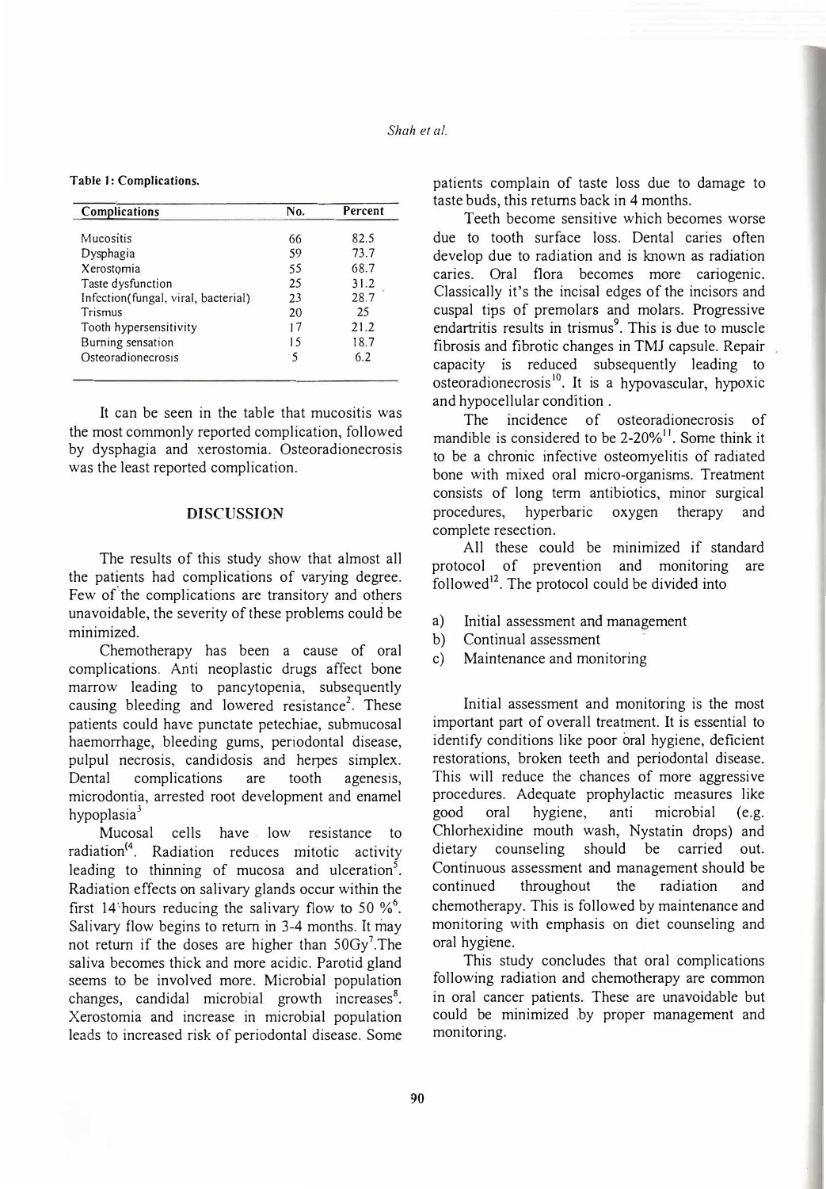**Table 1: Complications.**

| Complications | No. | Percent |
|---|---|---|
| Mucositis | 66 | 82.5 |
| Dysphagia | 59 | 73.7 |
| Xerostomia | 55 | 68.7 |
| Taste dysfunction | 25 | 31.2 |
| Infection(fungal, viral, bacterial) | 23 | 28.7 |
| Trismus | 20 | 25 |
| Tooth hypersensitivity | 17 | 21.2 |
| Burning sensation | 15 | 18.7 |
| Osteoradionecrosis | 5 | 6.2 |

It can be seen in the table that mucositis was the most commonly reported complication, followed by dysphagia and xerostomia. Osteoradionecrosis was the least reported complication.

## DISCUSSION

The results of this study show that almost all the patients had complications of varying degree. Few of the complications are transitory and others unavoidable, the severity of these problems could be minimized.

Chemotherapy has been a cause of oral complications. Anti neoplastic drugs affect bone marrow leading to pancytopenia, subsequently causing bleeding and lowered resistance[2]. These patients could have punctate petechiae, submucosal haemorrhage, bleeding gums, periodontal disease, pulpul necrosis, candidosis and herpes simplex. Dental complications are tooth agenesis, microdontia, arrested root development and enamel hypoplasia[3]

Mucosal cells have low resistance to radiation[4]. Radiation reduces mitotic activity leading to thinning of mucosa and ulceration[5]. Radiation effects on salivary glands occur within the first 14 hours reducing the salivary flow to 50 %[6]. Salivary flow begins to return in 3-4 months. It may not return if the doses are higher than 50Gy[7].The saliva becomes thick and more acidic. Parotid gland seems to be involved more. Microbial population changes, candidal microbial growth increases[8]. Xerostomia and increase in microbial population leads to increased risk of periodontal disease. Some patients complain of taste loss due to damage to taste buds, this returns back in 4 months.

Teeth become sensitive which becomes worse due to tooth surface loss. Dental caries often develop due to radiation and is known as radiation caries. Oral flora becomes more cariogenic. Classically it's the incisal edges of the incisors and cuspal tips of premolars and molars. Progressive endartritis results in trismus[9]. This is due to muscle fibrosis and fibrotic changes in TMJ capsule. Repair capacity is reduced subsequently leading to osteoradionecrosis[10]. It is a hypovascular, hypoxic and hypocellular condition .

The incidence of osteoradionecrosis of mandible is considered to be 2-20%[11]. Some think it to be a chronic infective osteomyelitis of radiated bone with mixed oral micro-organisms. Treatment consists of long term antibiotics, minor surgical procedures, hyperbaric oxygen therapy and complete resection.

All these could be minimized if standard protocol of prevention and monitoring are followed[12]. The protocol could be divided into

a) Initial assessment and management
b) Continual assessment
c) Maintenance and monitoring

Initial assessment and monitoring is the most important part of overall treatment. It is essential to identify conditions like poor oral hygiene, deficient restorations, broken teeth and periodontal disease. This will reduce the chances of more aggressive procedures. Adequate prophylactic measures like good oral hygiene, anti microbial (e.g. Chlorhexidine mouth wash, Nystatin drops) and dietary counseling should be carried out. Continuous assessment and management should be continued throughout the radiation and chemotherapy. This is followed by maintenance and monitoring with emphasis on diet counseling and oral hygiene.

This study concludes that oral complications following radiation and chemotherapy are common in oral cancer patients. These are unavoidable but could be minimized by proper management and monitoring.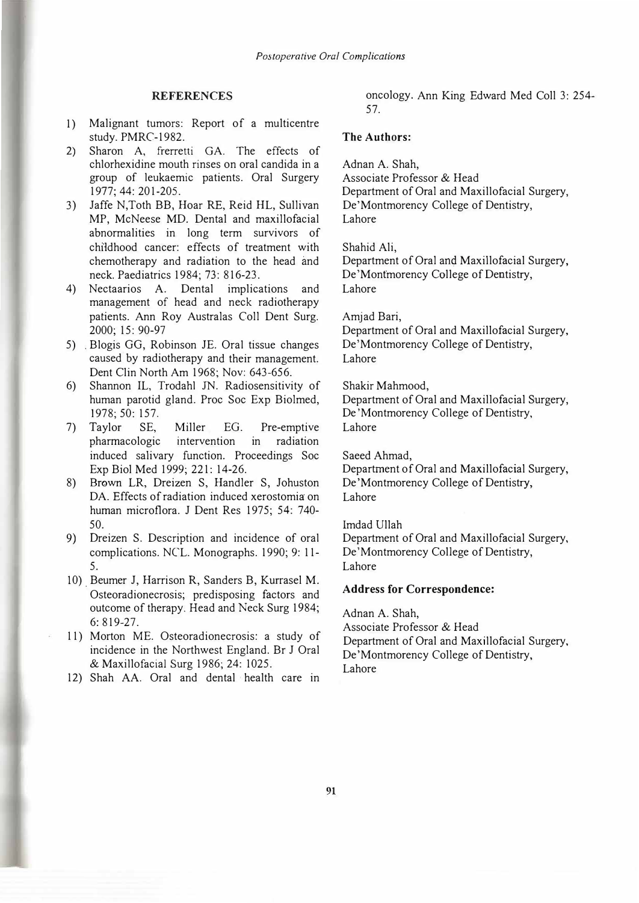## REFERENCES

1) Malignant tumors: Report of a multicentre study. PMRC-1982.
2) Sharon A, frerretti GA. The effects of chlorhexidine mouth rinses on oral candida in a group of leukaemic patients. Oral Surgery 1977; 44: 201-205.
3) Jaffe N,Toth BB, Hoar RE, Reid HL, Sullivan MP, McNeese MD. Dental and maxillofacial abnormalities in long term survivors of childhood cancer: effects of treatment with chemotherapy and radiation to the head and neck. Paediatrics 1984; 73: 816-23.
4) Nectaarios A. Dental implications and management of head and neck radiotherapy patients. Ann Roy Australas Coll Dent Surg. 2000; 15: 90-97
5) Blogis GG, Robinson JE. Oral tissue changes caused by radiotherapy and their management. Dent Clin North Am 1968; Nov: 643-656.
6) Shannon IL, Trodahl JN. Radiosensitivity of human parotid gland. Proc Soc Exp Biolmed, 1978; 50: 157.
7) Taylor SE, Miller EG. Pre-emptive pharmacologic intervention in radiation induced salivary function. Proceedings Soc Exp Biol Med 1999; 221: 14-26.
8) Brown LR, Dreizen S, Handler S, Johuston DA. Effects of radiation induced xerostomia on human microflora. J Dent Res 1975; 54: 740-50.
9) Dreizen S. Description and incidence of oral complications. NCL. Monographs. 1990; 9: 11-5.
10) Beumer J, Harrison R, Sanders B, Kurrasel M. Osteoradionecrosis; predisposing factors and outcome of therapy. Head and Neck Surg 1984; 6: 819-27.
11) Morton ME. Osteoradionecrosis: a study of incidence in the Northwest England. Br J Oral & Maxillofacial Surg 1986; 24: 1025.
12) Shah AA. Oral and dental health care in oncology. Ann King Edward Med Coll 3: 254-57.

### The Authors:

Adnan A. Shah,
Associate Professor & Head
Department of Oral and Maxillofacial Surgery,
De'Montmorency College of Dentistry,
Lahore

Shahid Ali,
Department of Oral and Maxillofacial Surgery,
De'Montmorency College of Dentistry,
Lahore

Amjad Bari,
Department of Oral and Maxillofacial Surgery,
De'Montmorency College of Dentistry,
Lahore

Shakir Mahmood,
Department of Oral and Maxillofacial Surgery,
De'Montmorency College of Dentistry,
Lahore

Saeed Ahmad,
Department of Oral and Maxillofacial Surgery,
De'Montmorency College of Dentistry,
Lahore

Imdad Ullah
Department of Oral and Maxillofacial Surgery,
De'Montmorency College of Dentistry,
Lahore

### Address for Correspondence:

Adnan A. Shah,
Associate Professor & Head
Department of Oral and Maxillofacial Surgery,
De'Montmorency College of Dentistry,
Lahore